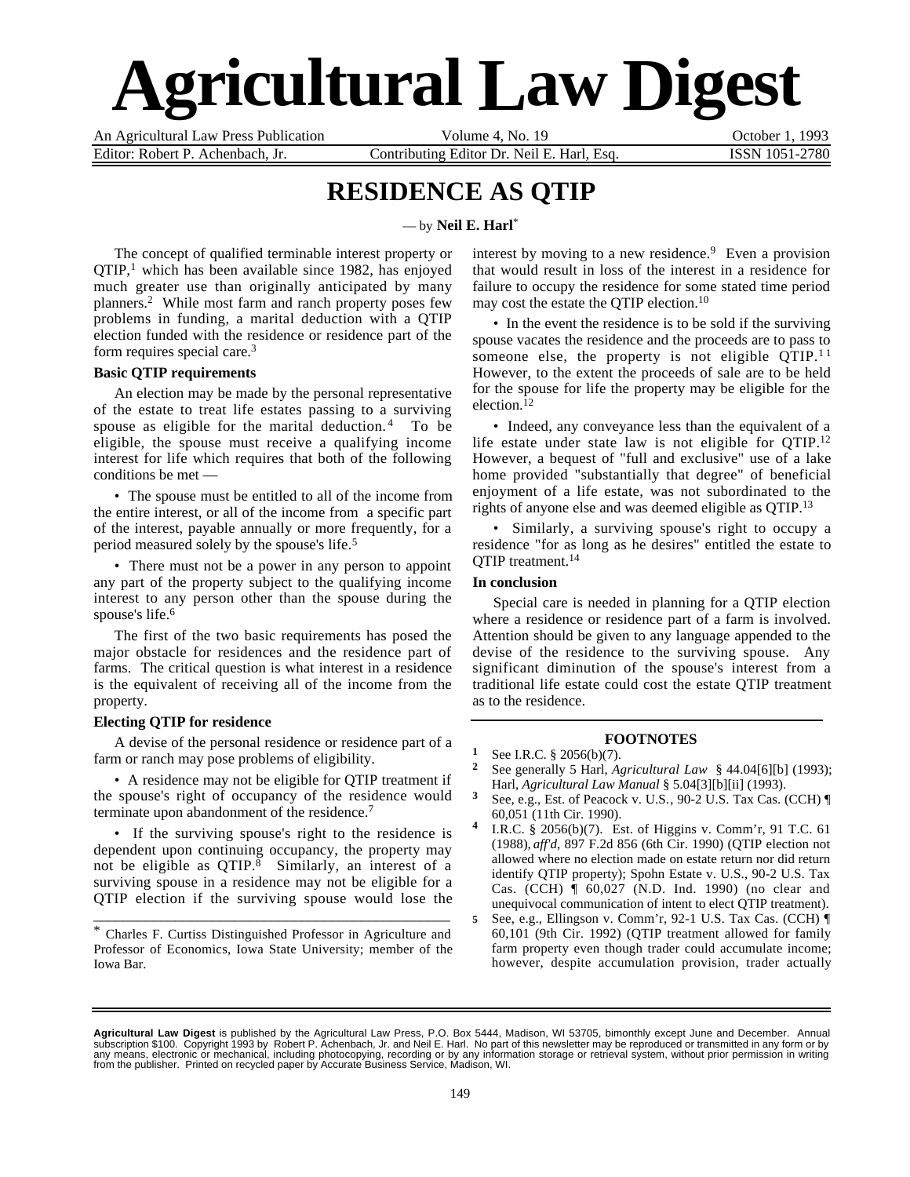# Agricultural Law Digest

An Agricultural Law Press Publication — Volume 4, No. 19 — October 1, 1993

Editor: Robert P. Achenbach, Jr. — Contributing Editor Dr. Neil E. Harl, Esq. — ISSN 1051-2780

## RESIDENCE AS QTIP

— by **Neil E. Harl**\*

The concept of qualified terminable interest property or QTIP,[1] which has been available since 1982, has enjoyed much greater use than originally anticipated by many planners.[2] While most farm and ranch property poses few problems in funding, a marital deduction with a QTIP election funded with the residence or residence part of the form requires special care.[3]

### Basic QTIP requirements

An election may be made by the personal representative of the estate to treat life estates passing to a surviving spouse as eligible for the marital deduction.[4] To be eligible, the spouse must receive a qualifying income interest for life which requires that both of the following conditions be met —

• The spouse must be entitled to all of the income from the entire interest, or all of the income from a specific part of the interest, payable annually or more frequently, for a period measured solely by the spouse's life.[5]

• There must not be a power in any person to appoint any part of the property subject to the qualifying income interest to any person other than the spouse during the spouse's life.[6]

The first of the two basic requirements has posed the major obstacle for residences and the residence part of farms. The critical question is what interest in a residence is the equivalent of receiving all of the income from the property.

### Electing QTIP for residence

A devise of the personal residence or residence part of a farm or ranch may pose problems of eligibility.

• A residence may not be eligible for QTIP treatment if the spouse's right of occupancy of the residence would terminate upon abandonment of the residence.[7]

• If the surviving spouse's right to the residence is dependent upon continuing occupancy, the property may not be eligible as QTIP.[8] Similarly, an interest of a surviving spouse in a residence may not be eligible for a QTIP election if the surviving spouse would lose the interest by moving to a new residence.[9] Even a provision that would result in loss of the interest in a residence for failure to occupy the residence for some stated time period may cost the estate the QTIP election.[10]

• In the event the residence is to be sold if the surviving spouse vacates the residence and the proceeds are to pass to someone else, the property is not eligible QTIP.[11] However, to the extent the proceeds of sale are to be held for the spouse for life the property may be eligible for the election.[12]

• Indeed, any conveyance less than the equivalent of a life estate under state law is not eligible for QTIP.[12] However, a bequest of "full and exclusive" use of a lake home provided "substantially that degree" of beneficial enjoyment of a life estate, was not subordinated to the rights of anyone else and was deemed eligible as QTIP.[13]

• Similarly, a surviving spouse's right to occupy a residence "for as long as he desires" entitled the estate to QTIP treatment.[14]

### In conclusion

Special care is needed in planning for a QTIP election where a residence or residence part of a farm is involved. Attention should be given to any language appended to the devise of the residence to the surviving spouse. Any significant diminution of the spouse's interest from a traditional life estate could cost the estate QTIP treatment as to the residence.

\* Charles F. Curtiss Distinguished Professor in Agriculture and Professor of Economics, Iowa State University; member of the Iowa Bar.

### FOOTNOTES

1 See I.R.C. § 2056(b)(7).

2 See generally 5 Harl, *Agricultural Law* § 44.04[6][b] (1993); Harl, *Agricultural Law Manual* § 5.04[3][b][ii] (1993).

3 See, e.g., Est. of Peacock v. U.S., 90-2 U.S. Tax Cas. (CCH) ¶ 60,051 (11th Cir. 1990).

4 I.R.C. § 2056(b)(7). Est. of Higgins v. Comm'r, 91 T.C. 61 (1988), *aff'd*, 897 F.2d 856 (6th Cir. 1990) (QTIP election not allowed where no election made on estate return nor did return identify QTIP property); Spohn Estate v. U.S., 90-2 U.S. Tax Cas. (CCH) ¶ 60,027 (N.D. Ind. 1990) (no clear and unequivocal communication of intent to elect QTIP treatment).

5 See, e.g., Ellingson v. Comm'r, 92-1 U.S. Tax Cas. (CCH) ¶ 60,101 (9th Cir. 1992) (QTIP treatment allowed for family farm property even though trader could accumulate income; however, despite accumulation provision, trader actually

**Agricultural Law Digest** is published by the Agricultural Law Press, P.O. Box 5444, Madison, WI 53705, bimonthly except June and December. Annual subscription $100. Copyright 1993 by Robert P. Achenbach, Jr. and Neil E. Harl. No part of this newsletter may be reproduced or transmitted in any form or by any means, electronic or mechanical, including photocopying, recording or by any information storage or retrieval system, without prior permission in writing from the publisher. Printed on recycled paper by Accurate Business Service, Madison, WI.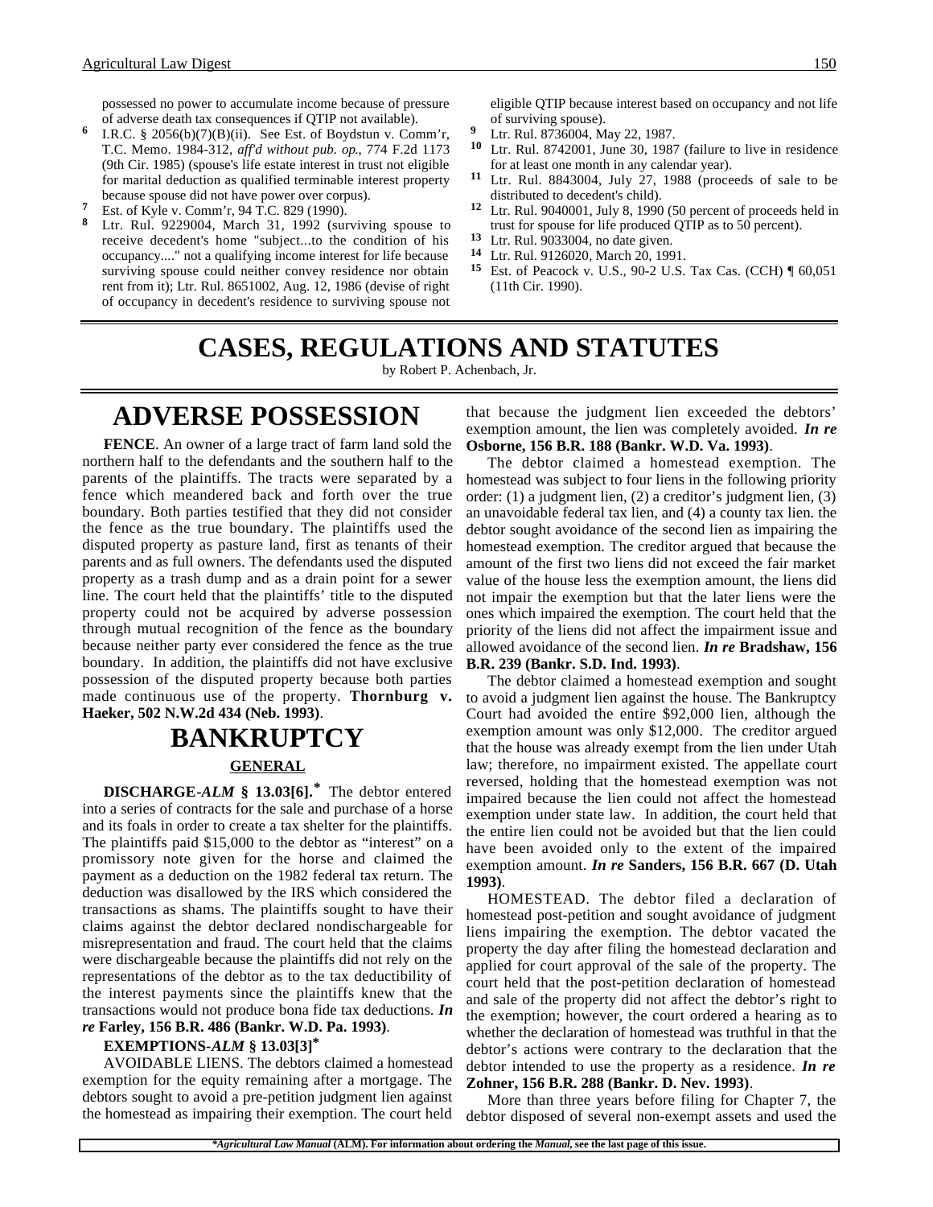possessed no power to accumulate income because of pressure of adverse death tax consequences if QTIP not available).

[6] I.R.C. § 2056(b)(7)(B)(ii). See Est. of Boydstun v. Comm'r, T.C. Memo. 1984-312, *aff'd without pub. op.*, 774 F.2d 1173 (9th Cir. 1985) (spouse's life estate interest in trust not eligible for marital deduction as qualified terminable interest property because spouse did not have power over corpus).

[7] Est. of Kyle v. Comm'r, 94 T.C. 829 (1990).

[8] Ltr. Rul. 9229004, March 31, 1992 (surviving spouse to receive decedent's home "subject...to the condition of his occupancy...." not a qualifying income interest for life because surviving spouse could neither convey residence nor obtain rent from it); Ltr. Rul. 8651002, Aug. 12, 1986 (devise of right of occupancy in decedent's residence to surviving spouse not eligible QTIP because interest based on occupancy and not life of surviving spouse).

[9] Ltr. Rul. 8736004, May 22, 1987.

[10] Ltr. Rul. 8742001, June 30, 1987 (failure to live in residence for at least one month in any calendar year).

[11] Ltr. Rul. 8843004, July 27, 1988 (proceeds of sale to be distributed to decedent's child).

[12] Ltr. Rul. 9040001, July 8, 1990 (50 percent of proceeds held in trust for spouse for life produced QTIP as to 50 percent).

[13] Ltr. Rul. 9033004, no date given.

[14] Ltr. Rul. 9126020, March 20, 1991.

[15] Est. of Peacock v. U.S., 90-2 U.S. Tax Cas. (CCH) ¶ 60,051 (11th Cir. 1990).

# CASES, REGULATIONS AND STATUTES

by Robert P. Achenbach, Jr.

# ADVERSE POSSESSION

**FENCE**. An owner of a large tract of farm land sold the northern half to the defendants and the southern half to the parents of the plaintiffs. The tracts were separated by a fence which meandered back and forth over the true boundary. Both parties testified that they did not consider the fence as the true boundary. The plaintiffs used the disputed property as pasture land, first as tenants of their parents and as full owners. The defendants used the disputed property as a trash dump and as a drain point for a sewer line. The court held that the plaintiffs' title to the disputed property could not be acquired by adverse possession through mutual recognition of the fence as the boundary because neither party ever considered the fence as the true boundary. In addition, the plaintiffs did not have exclusive possession of the disputed property because both parties made continuous use of the property. **Thornburg v. Haeker, 502 N.W.2d 434 (Neb. 1993)**.

# BANKRUPTCY

## GENERAL

**DISCHARGE-*ALM* § 13.03[6].*** The debtor entered into a series of contracts for the sale and purchase of a horse and its foals in order to create a tax shelter for the plaintiffs. The plaintiffs paid $15,000 to the debtor as "interest" on a promissory note given for the horse and claimed the payment as a deduction on the 1982 federal tax return. The deduction was disallowed by the IRS which considered the transactions as shams. The plaintiffs sought to have their claims against the debtor declared nondischargeable for misrepresentation and fraud. The court held that the claims were dischargeable because the plaintiffs did not rely on the representations of the debtor as to the tax deductibility of the interest payments since the plaintiffs knew that the transactions would not produce bona fide tax deductions. ***In re* Farley, 156 B.R. 486 (Bankr. W.D. Pa. 1993)**.

**EXEMPTIONS-*ALM* § 13.03[3]***

AVOIDABLE LIENS. The debtors claimed a homestead exemption for the equity remaining after a mortgage. The debtors sought to avoid a pre-petition judgment lien against the homestead as impairing their exemption. The court held that because the judgment lien exceeded the debtors' exemption amount, the lien was completely avoided. ***In re* Osborne, 156 B.R. 188 (Bankr. W.D. Va. 1993)**.

The debtor claimed a homestead exemption. The homestead was subject to four liens in the following priority order: (1) a judgment lien, (2) a creditor's judgment lien, (3) an unavoidable federal tax lien, and (4) a county tax lien. the debtor sought avoidance of the second lien as impairing the homestead exemption. The creditor argued that because the amount of the first two liens did not exceed the fair market value of the house less the exemption amount, the liens did not impair the exemption but that the later liens were the ones which impaired the exemption. The court held that the priority of the liens did not affect the impairment issue and allowed avoidance of the second lien. ***In re* Bradshaw, 156 B.R. 239 (Bankr. S.D. Ind. 1993)**.

The debtor claimed a homestead exemption and sought to avoid a judgment lien against the house. The Bankruptcy Court had avoided the entire $92,000 lien, although the exemption amount was only $12,000. The creditor argued that the house was already exempt from the lien under Utah law; therefore, no impairment existed. The appellate court reversed, holding that the homestead exemption was not impaired because the lien could not affect the homestead exemption under state law. In addition, the court held that the entire lien could not be avoided but that the lien could have been avoided only to the extent of the impaired exemption amount. ***In re* Sanders, 156 B.R. 667 (D. Utah 1993)**.

HOMESTEAD. The debtor filed a declaration of homestead post-petition and sought avoidance of judgment liens impairing the exemption. The debtor vacated the property the day after filing the homestead declaration and applied for court approval of the sale of the property. The court held that the post-petition declaration of homestead and sale of the property did not affect the debtor's right to the exemption; however, the court ordered a hearing as to whether the declaration of homestead was truthful in that the debtor's actions were contrary to the declaration that the debtor intended to use the property as a residence. ***In re* Zohner, 156 B.R. 288 (Bankr. D. Nev. 1993)**.

More than three years before filing for Chapter 7, the debtor disposed of several non-exempt assets and used the

**\*Agricultural Law Manual* (ALM). For information about ordering the *Manual*, see the last page of this issue.**